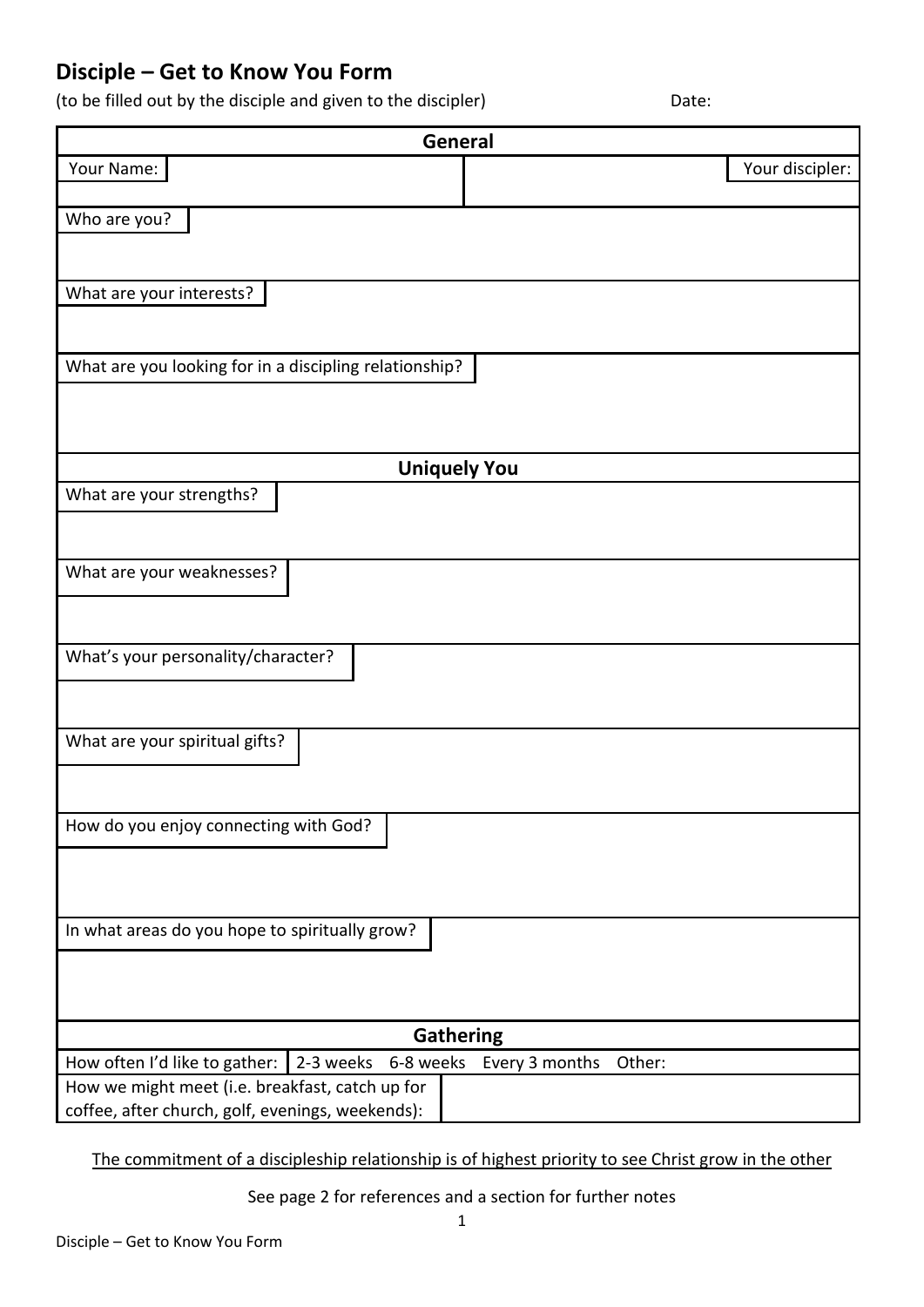# Disciple – Get to Know You Form

(to be filled out by the disciple and given to the discipler) Date:

| General | |
|---|---|
| Your Name: | Your discipler: |
| Who are you? | |
| What are your interests? | |
| What are you looking for in a discipling relationship? | |

| Uniquely You |
|---|
| What are your strengths? |
| What are your weaknesses? |
| What's your personality/character? |
| What are your spiritual gifts? |
| How do you enjoy connecting with God? |
| In what areas do you hope to spiritually grow? |

| Gathering | |
|---|---|
| How often I'd like to gather: | 2-3 weeks 6-8 weeks Every 3 months Other: |
| How we might meet (i.e. breakfast, catch up for coffee, after church, golf, evenings, weekends): | |

<u>The commitment of a discipleship relationship is of highest priority to see Christ grow in the other</u>

See page 2 for references and a section for further notes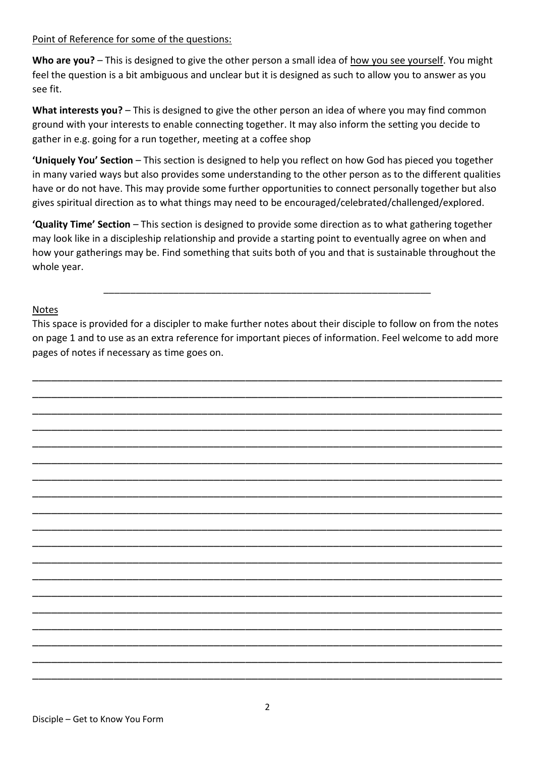Point of Reference for some of the questions:

**Who are you?** – This is designed to give the other person a small idea of how you see yourself. You might feel the question is a bit ambiguous and unclear but it is designed as such to allow you to answer as you see fit.

**What interests you?** – This is designed to give the other person an idea of where you may find common ground with your interests to enable connecting together. It may also inform the setting you decide to gather in e.g. going for a run together, meeting at a coffee shop

**'Uniquely You' Section** – This section is designed to help you reflect on how God has pieced you together in many varied ways but also provides some understanding to the other person as to the different qualities have or do not have. This may provide some further opportunities to connect personally together but also gives spiritual direction as to what things may need to be encouraged/celebrated/challenged/explored.

**'Quality Time' Section** – This section is designed to provide some direction as to what gathering together may look like in a discipleship relationship and provide a starting point to eventually agree on when and how your gatherings may be. Find something that suits both of you and that is sustainable throughout the whole year.

---

Notes

This space is provided for a discipler to make further notes about their disciple to follow on from the notes on page 1 and to use as an extra reference for important pieces of information. Feel welcome to add more pages of notes if necessary as time goes on.

_______________________________________________________________________________
_______________________________________________________________________________
_______________________________________________________________________________
_______________________________________________________________________________
_______________________________________________________________________________
_______________________________________________________________________________
_______________________________________________________________________________
_______________________________________________________________________________
_______________________________________________________________________________
_______________________________________________________________________________
_______________________________________________________________________________
_______________________________________________________________________________
_______________________________________________________________________________
_______________________________________________________________________________
_______________________________________________________________________________
_______________________________________________________________________________
_______________________________________________________________________________
_______________________________________________________________________________
_______________________________________________________________________________

Disciple – Get to Know You Form